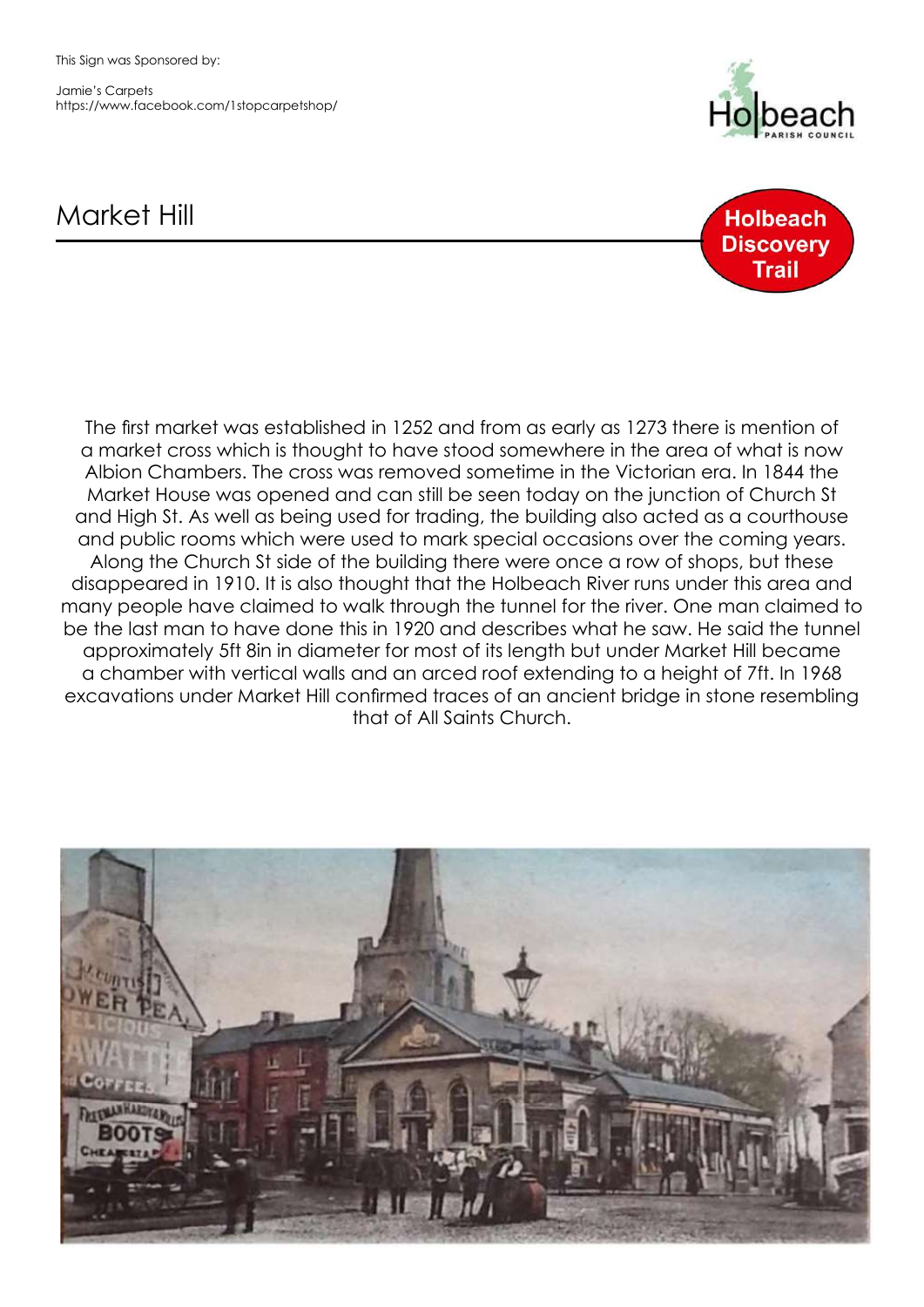This Sign was Sponsored by:

Jamie's Carpets
https://www.facebook.com/1stopcarpetshop/

# Market Hill

**Holbeach Discovery Trail**

The first market was established in 1252 and from as early as 1273 there is mention of a market cross which is thought to have stood somewhere in the area of what is now Albion Chambers. The cross was removed sometime in the Victorian era. In 1844 the Market House was opened and can still be seen today on the junction of Church St and High St. As well as being used for trading, the building also acted as a courthouse and public rooms which were used to mark special occasions over the coming years. Along the Church St side of the building there were once a row of shops, but these disappeared in 1910. It is also thought that the Holbeach River runs under this area and many people have claimed to walk through the tunnel for the river. One man claimed to be the last man to have done this in 1920 and describes what he saw. He said the tunnel approximately 5ft 8in in diameter for most of its length but under Market Hill became a chamber with vertical walls and an arced roof extending to a height of 7ft. In 1968 excavations under Market Hill confirmed traces of an ancient bridge in stone resembling that of All Saints Church.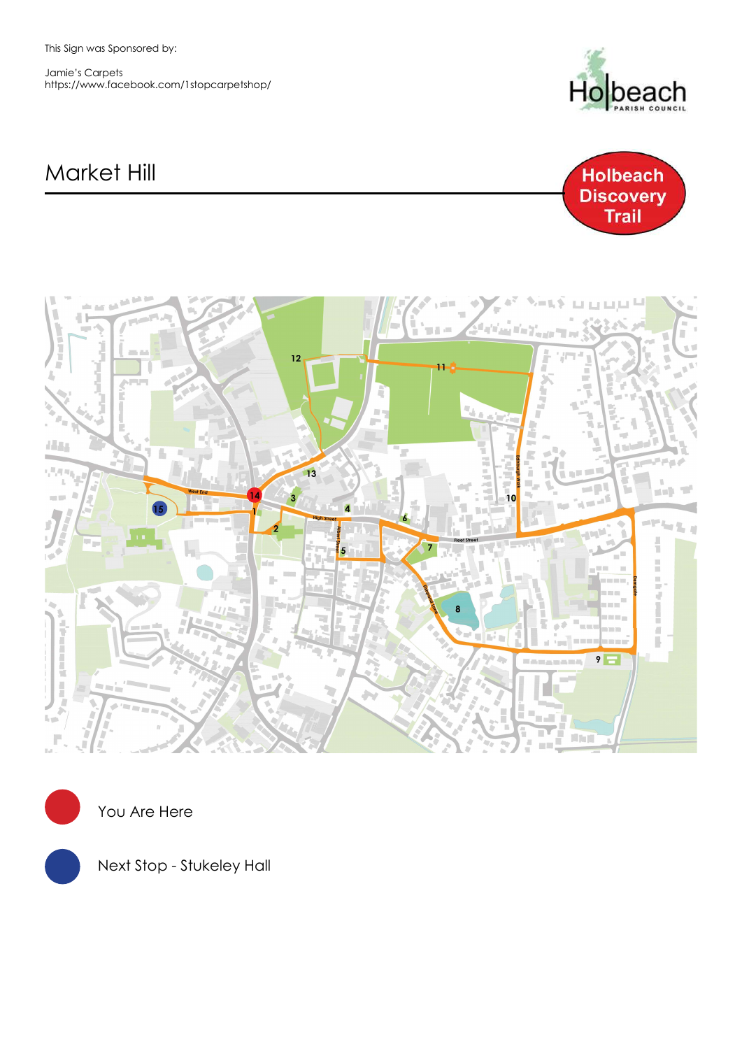This Sign was Sponsored by:

Jamie's Carpets
https://www.facebook.com/1stopcarpetshop/

Holbeach PARISH COUNCIL

# Market Hill

Holbeach Discovery Trail

12
11
13
14
West End
3
4
10
15
1
2
High Street
6
Albert Street
5
7
Fleet Street
8
Damgate
9

You Are Here

Next Stop - Stukeley Hall